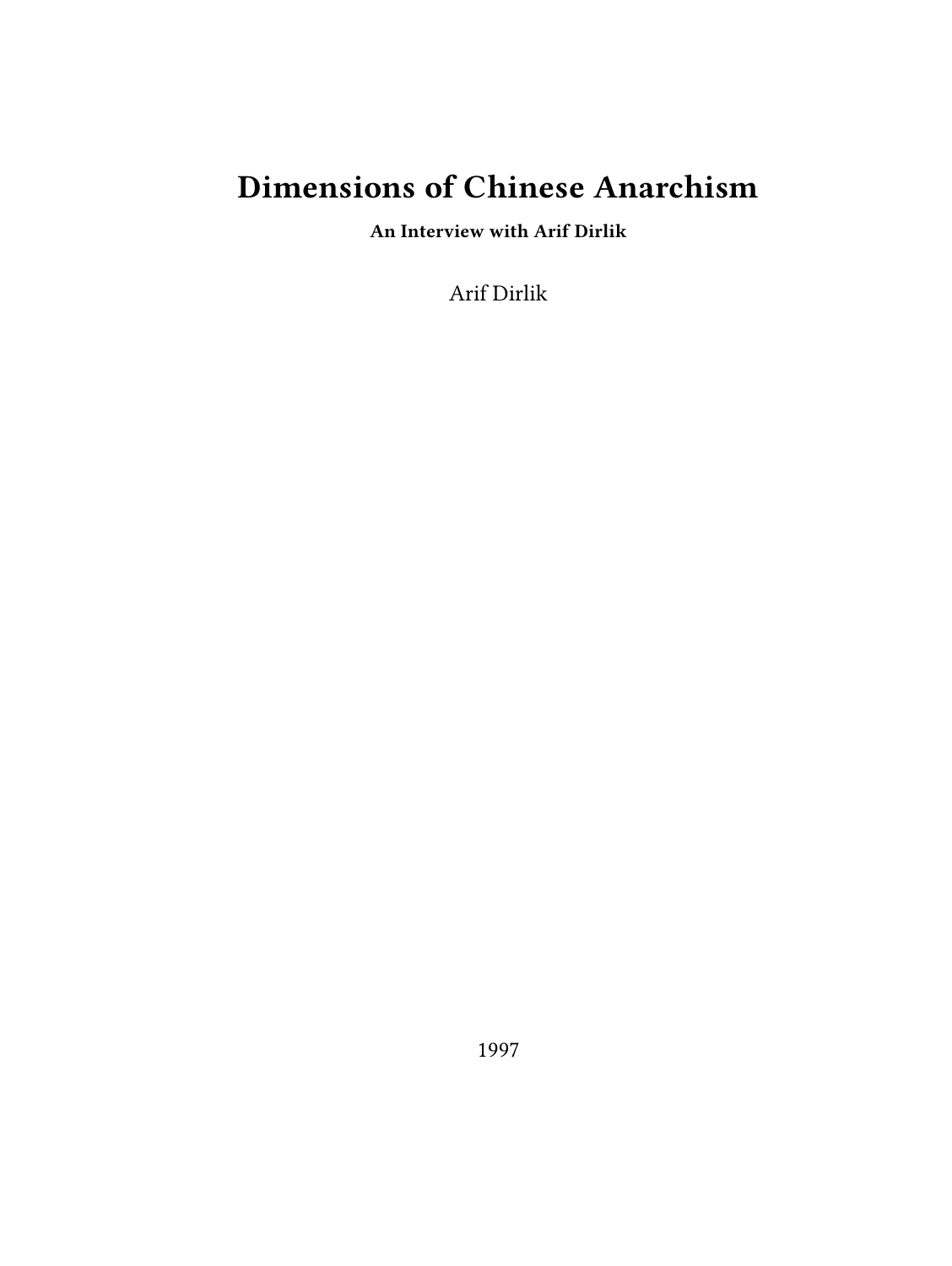# Dimensions of Chinese Anarchism

**An Interview with Arif Dirlik**

Arif Dirlik

1997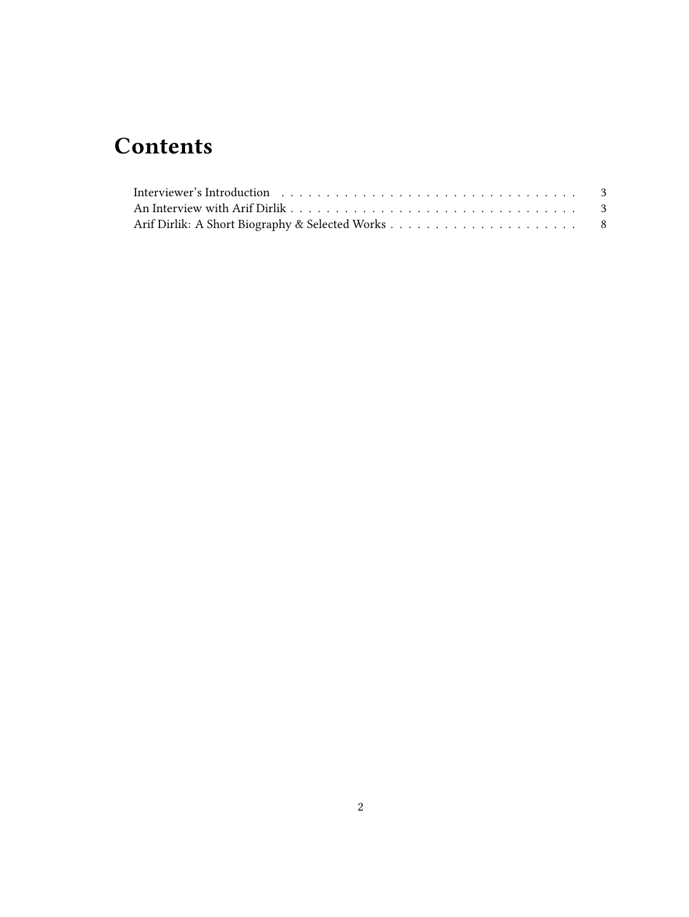# Contents

Interviewer's Introduction . . . . . . . . . . . . . . . . . . . . . . . . . . . . . . . . . . 3
An Interview with Arif Dirlik . . . . . . . . . . . . . . . . . . . . . . . . . . . . . . . . . 3
Arif Dirlik: A Short Biography & Selected Works . . . . . . . . . . . . . . . . . . . . . 8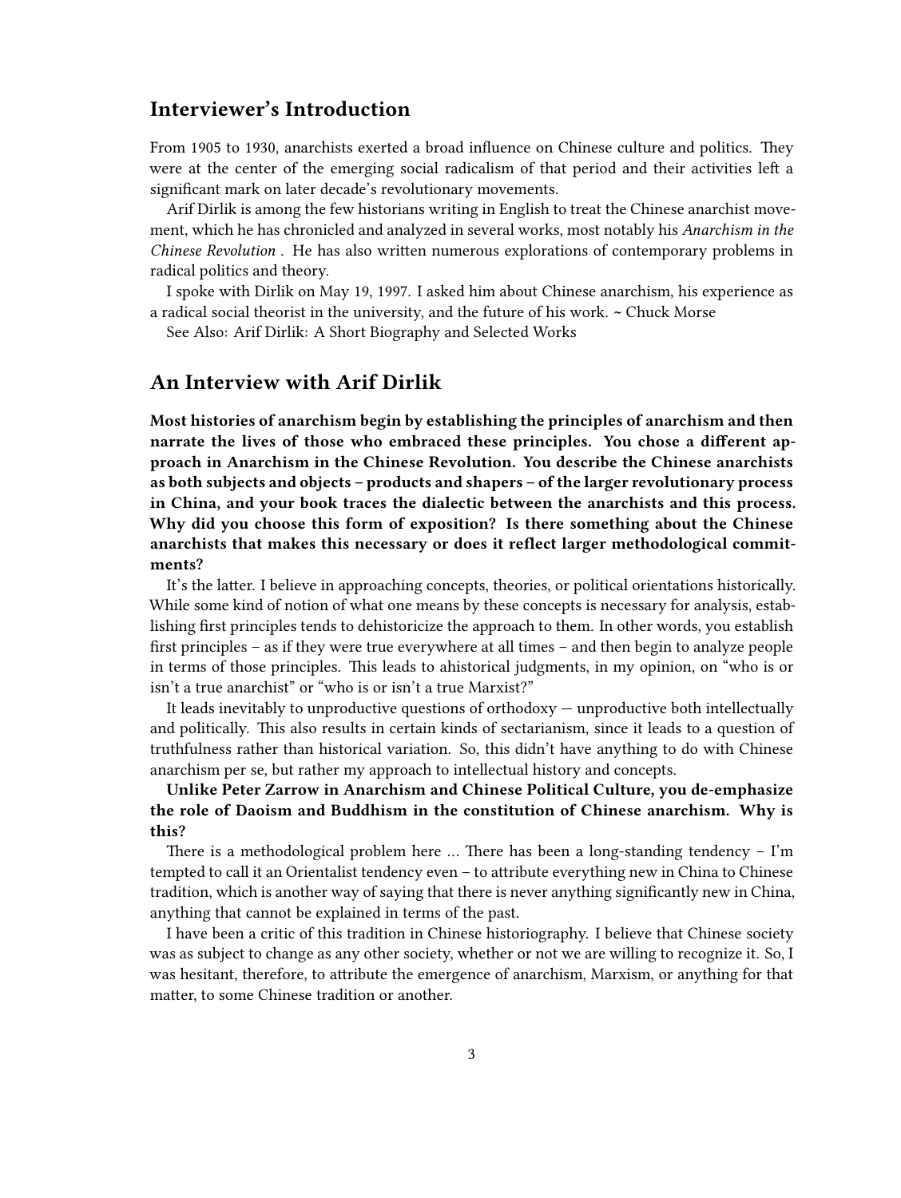## Interviewer's Introduction

From 1905 to 1930, anarchists exerted a broad influence on Chinese culture and politics. They were at the center of the emerging social radicalism of that period and their activities left a significant mark on later decade's revolutionary movements.

Arif Dirlik is among the few historians writing in English to treat the Chinese anarchist movement, which he has chronicled and analyzed in several works, most notably his *Anarchism in the Chinese Revolution* . He has also written numerous explorations of contemporary problems in radical politics and theory.

I spoke with Dirlik on May 19, 1997. I asked him about Chinese anarchism, his experience as a radical social theorist in the university, and the future of his work. ~ Chuck Morse

See Also: Arif Dirlik: A Short Biography and Selected Works

## An Interview with Arif Dirlik

**Most histories of anarchism begin by establishing the principles of anarchism and then narrate the lives of those who embraced these principles. You chose a different approach in Anarchism in the Chinese Revolution. You describe the Chinese anarchists as both subjects and objects – products and shapers – of the larger revolutionary process in China, and your book traces the dialectic between the anarchists and this process. Why did you choose this form of exposition? Is there something about the Chinese anarchists that makes this necessary or does it reflect larger methodological commitments?**

It's the latter. I believe in approaching concepts, theories, or political orientations historically. While some kind of notion of what one means by these concepts is necessary for analysis, establishing first principles tends to dehistoricize the approach to them. In other words, you establish first principles – as if they were true everywhere at all times – and then begin to analyze people in terms of those principles. This leads to ahistorical judgments, in my opinion, on "who is or isn't a true anarchist" or "who is or isn't a true Marxist?"

It leads inevitably to unproductive questions of orthodoxy — unproductive both intellectually and politically. This also results in certain kinds of sectarianism, since it leads to a question of truthfulness rather than historical variation. So, this didn't have anything to do with Chinese anarchism per se, but rather my approach to intellectual history and concepts.

**Unlike Peter Zarrow in Anarchism and Chinese Political Culture, you de-emphasize the role of Daoism and Buddhism in the constitution of Chinese anarchism. Why is this?**

There is a methodological problem here … There has been a long-standing tendency – I'm tempted to call it an Orientalist tendency even – to attribute everything new in China to Chinese tradition, which is another way of saying that there is never anything significantly new in China, anything that cannot be explained in terms of the past.

I have been a critic of this tradition in Chinese historiography. I believe that Chinese society was as subject to change as any other society, whether or not we are willing to recognize it. So, I was hesitant, therefore, to attribute the emergence of anarchism, Marxism, or anything for that matter, to some Chinese tradition or another.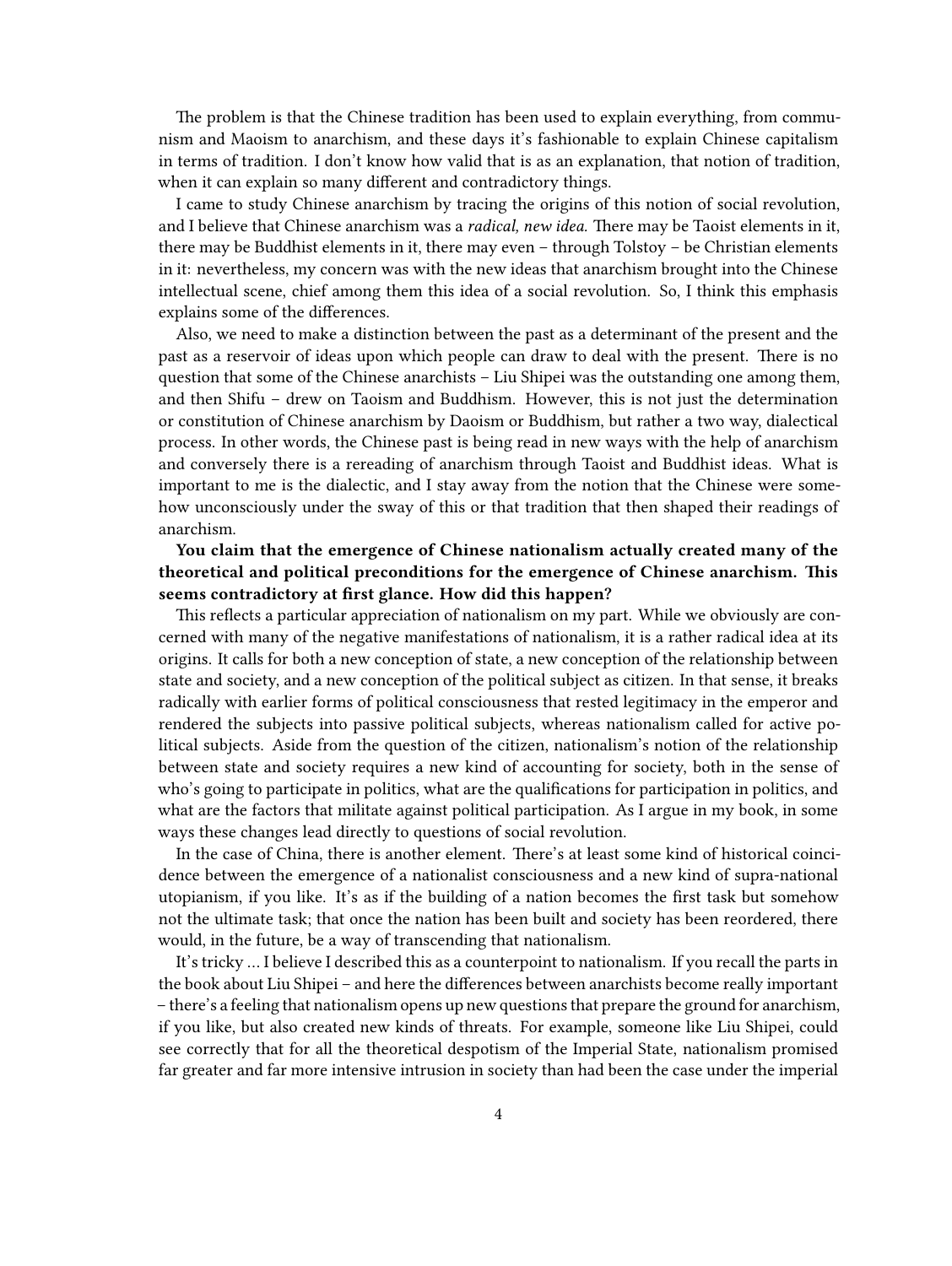The problem is that the Chinese tradition has been used to explain everything, from communism and Maoism to anarchism, and these days it's fashionable to explain Chinese capitalism in terms of tradition. I don't know how valid that is as an explanation, that notion of tradition, when it can explain so many different and contradictory things.

I came to study Chinese anarchism by tracing the origins of this notion of social revolution, and I believe that Chinese anarchism was a *radical, new idea.* There may be Taoist elements in it, there may be Buddhist elements in it, there may even – through Tolstoy – be Christian elements in it: nevertheless, my concern was with the new ideas that anarchism brought into the Chinese intellectual scene, chief among them this idea of a social revolution. So, I think this emphasis explains some of the differences.

Also, we need to make a distinction between the past as a determinant of the present and the past as a reservoir of ideas upon which people can draw to deal with the present. There is no question that some of the Chinese anarchists – Liu Shipei was the outstanding one among them, and then Shifu – drew on Taoism and Buddhism. However, this is not just the determination or constitution of Chinese anarchism by Daoism or Buddhism, but rather a two way, dialectical process. In other words, the Chinese past is being read in new ways with the help of anarchism and conversely there is a rereading of anarchism through Taoist and Buddhist ideas. What is important to me is the dialectic, and I stay away from the notion that the Chinese were somehow unconsciously under the sway of this or that tradition that then shaped their readings of anarchism.

**You claim that the emergence of Chinese nationalism actually created many of the theoretical and political preconditions for the emergence of Chinese anarchism. This seems contradictory at first glance. How did this happen?**

This reflects a particular appreciation of nationalism on my part. While we obviously are concerned with many of the negative manifestations of nationalism, it is a rather radical idea at its origins. It calls for both a new conception of state, a new conception of the relationship between state and society, and a new conception of the political subject as citizen. In that sense, it breaks radically with earlier forms of political consciousness that rested legitimacy in the emperor and rendered the subjects into passive political subjects, whereas nationalism called for active political subjects. Aside from the question of the citizen, nationalism's notion of the relationship between state and society requires a new kind of accounting for society, both in the sense of who's going to participate in politics, what are the qualifications for participation in politics, and what are the factors that militate against political participation. As I argue in my book, in some ways these changes lead directly to questions of social revolution.

In the case of China, there is another element. There's at least some kind of historical coincidence between the emergence of a nationalist consciousness and a new kind of supra-national utopianism, if you like. It's as if the building of a nation becomes the first task but somehow not the ultimate task; that once the nation has been built and society has been reordered, there would, in the future, be a way of transcending that nationalism.

It's tricky … I believe I described this as a counterpoint to nationalism. If you recall the parts in the book about Liu Shipei – and here the differences between anarchists become really important – there's a feeling that nationalism opens up new questions that prepare the ground for anarchism, if you like, but also created new kinds of threats. For example, someone like Liu Shipei, could see correctly that for all the theoretical despotism of the Imperial State, nationalism promised far greater and far more intensive intrusion in society than had been the case under the imperial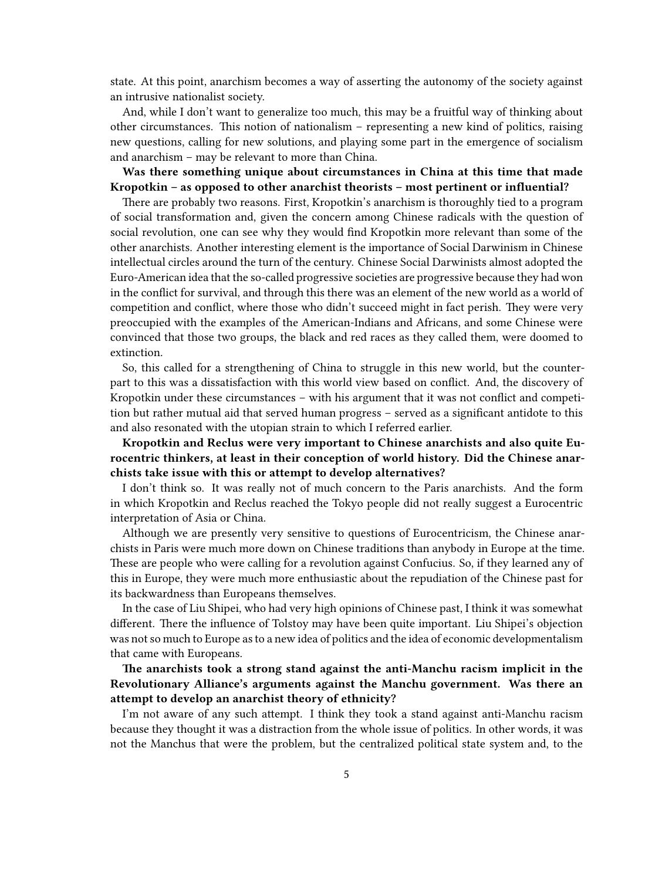state. At this point, anarchism becomes a way of asserting the autonomy of the society against an intrusive nationalist society.

And, while I don't want to generalize too much, this may be a fruitful way of thinking about other circumstances. This notion of nationalism – representing a new kind of politics, raising new questions, calling for new solutions, and playing some part in the emergence of socialism and anarchism – may be relevant to more than China.

**Was there something unique about circumstances in China at this time that made Kropotkin – as opposed to other anarchist theorists – most pertinent or influential?**

There are probably two reasons. First, Kropotkin's anarchism is thoroughly tied to a program of social transformation and, given the concern among Chinese radicals with the question of social revolution, one can see why they would find Kropotkin more relevant than some of the other anarchists. Another interesting element is the importance of Social Darwinism in Chinese intellectual circles around the turn of the century. Chinese Social Darwinists almost adopted the Euro-American idea that the so-called progressive societies are progressive because they had won in the conflict for survival, and through this there was an element of the new world as a world of competition and conflict, where those who didn't succeed might in fact perish. They were very preoccupied with the examples of the American-Indians and Africans, and some Chinese were convinced that those two groups, the black and red races as they called them, were doomed to extinction.

So, this called for a strengthening of China to struggle in this new world, but the counterpart to this was a dissatisfaction with this world view based on conflict. And, the discovery of Kropotkin under these circumstances – with his argument that it was not conflict and competition but rather mutual aid that served human progress – served as a significant antidote to this and also resonated with the utopian strain to which I referred earlier.

**Kropotkin and Reclus were very important to Chinese anarchists and also quite Eurocentric thinkers, at least in their conception of world history. Did the Chinese anarchists take issue with this or attempt to develop alternatives?**

I don't think so. It was really not of much concern to the Paris anarchists. And the form in which Kropotkin and Reclus reached the Tokyo people did not really suggest a Eurocentric interpretation of Asia or China.

Although we are presently very sensitive to questions of Eurocentricism, the Chinese anarchists in Paris were much more down on Chinese traditions than anybody in Europe at the time. These are people who were calling for a revolution against Confucius. So, if they learned any of this in Europe, they were much more enthusiastic about the repudiation of the Chinese past for its backwardness than Europeans themselves.

In the case of Liu Shipei, who had very high opinions of Chinese past, I think it was somewhat different. There the influence of Tolstoy may have been quite important. Liu Shipei's objection was not so much to Europe as to a new idea of politics and the idea of economic developmentalism that came with Europeans.

**The anarchists took a strong stand against the anti-Manchu racism implicit in the Revolutionary Alliance's arguments against the Manchu government. Was there an attempt to develop an anarchist theory of ethnicity?**

I'm not aware of any such attempt. I think they took a stand against anti-Manchu racism because they thought it was a distraction from the whole issue of politics. In other words, it was not the Manchus that were the problem, but the centralized political state system and, to the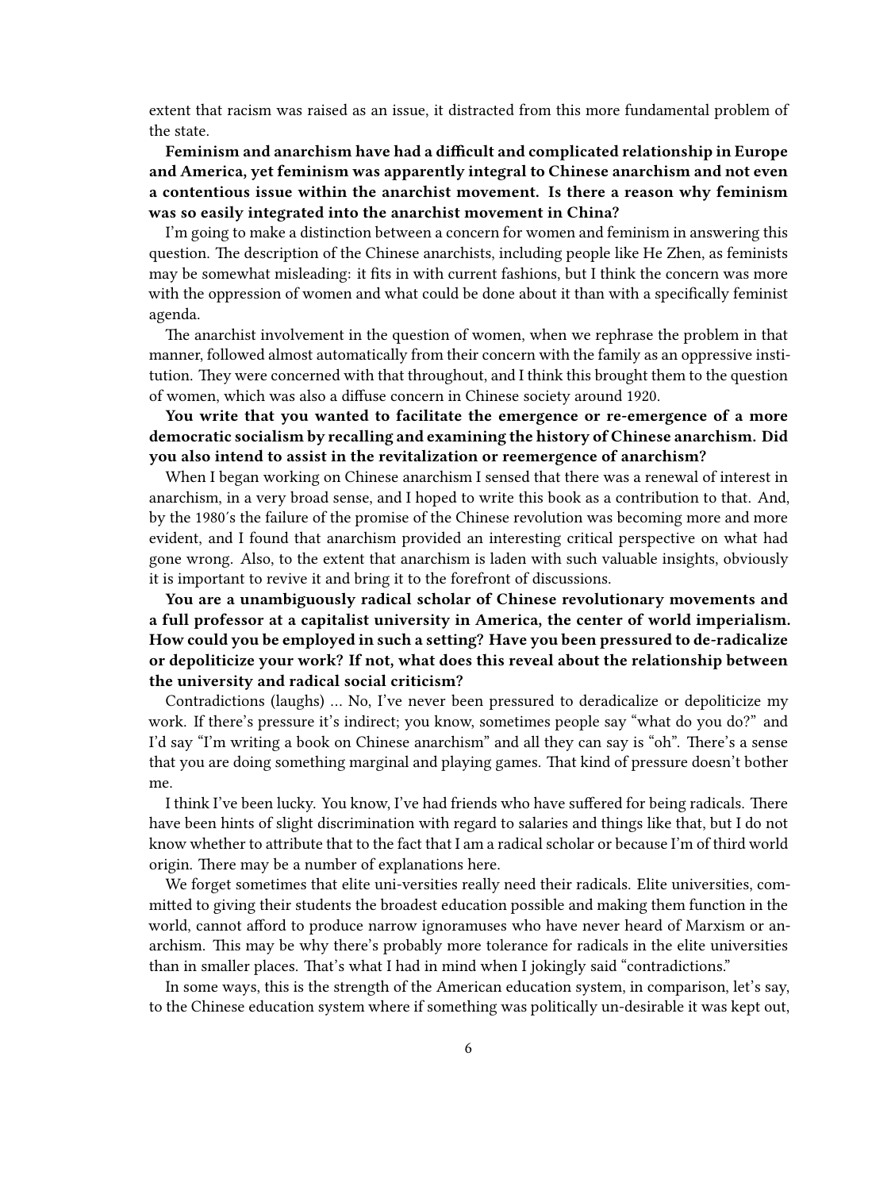extent that racism was raised as an issue, it distracted from this more fundamental problem of the state.

**Feminism and anarchism have had a difficult and complicated relationship in Europe and America, yet feminism was apparently integral to Chinese anarchism and not even a contentious issue within the anarchist movement. Is there a reason why feminism was so easily integrated into the anarchist movement in China?**

I'm going to make a distinction between a concern for women and feminism in answering this question. The description of the Chinese anarchists, including people like He Zhen, as feminists may be somewhat misleading: it fits in with current fashions, but I think the concern was more with the oppression of women and what could be done about it than with a specifically feminist agenda.

The anarchist involvement in the question of women, when we rephrase the problem in that manner, followed almost automatically from their concern with the family as an oppressive institution. They were concerned with that throughout, and I think this brought them to the question of women, which was also a diffuse concern in Chinese society around 1920.

**You write that you wanted to facilitate the emergence or re-emergence of a more democratic socialism by recalling and examining the history of Chinese anarchism. Did you also intend to assist in the revitalization or reemergence of anarchism?**

When I began working on Chinese anarchism I sensed that there was a renewal of interest in anarchism, in a very broad sense, and I hoped to write this book as a contribution to that. And, by the 1980′s the failure of the promise of the Chinese revolution was becoming more and more evident, and I found that anarchism provided an interesting critical perspective on what had gone wrong. Also, to the extent that anarchism is laden with such valuable insights, obviously it is important to revive it and bring it to the forefront of discussions.

**You are a unambiguously radical scholar of Chinese revolutionary movements and a full professor at a capitalist university in America, the center of world imperialism. How could you be employed in such a setting? Have you been pressured to de-radicalize or depoliticize your work? If not, what does this reveal about the relationship between the university and radical social criticism?**

Contradictions (laughs) … No, I've never been pressured to deradicalize or depoliticize my work. If there's pressure it's indirect; you know, sometimes people say "what do you do?" and I'd say "I'm writing a book on Chinese anarchism" and all they can say is "oh". There's a sense that you are doing something marginal and playing games. That kind of pressure doesn't bother me.

I think I've been lucky. You know, I've had friends who have suffered for being radicals. There have been hints of slight discrimination with regard to salaries and things like that, but I do not know whether to attribute that to the fact that I am a radical scholar or because I'm of third world origin. There may be a number of explanations here.

We forget sometimes that elite uni-versities really need their radicals. Elite universities, committed to giving their students the broadest education possible and making them function in the world, cannot afford to produce narrow ignoramuses who have never heard of Marxism or anarchism. This may be why there's probably more tolerance for radicals in the elite universities than in smaller places. That's what I had in mind when I jokingly said "contradictions."

In some ways, this is the strength of the American education system, in comparison, let's say, to the Chinese education system where if something was politically un-desirable it was kept out,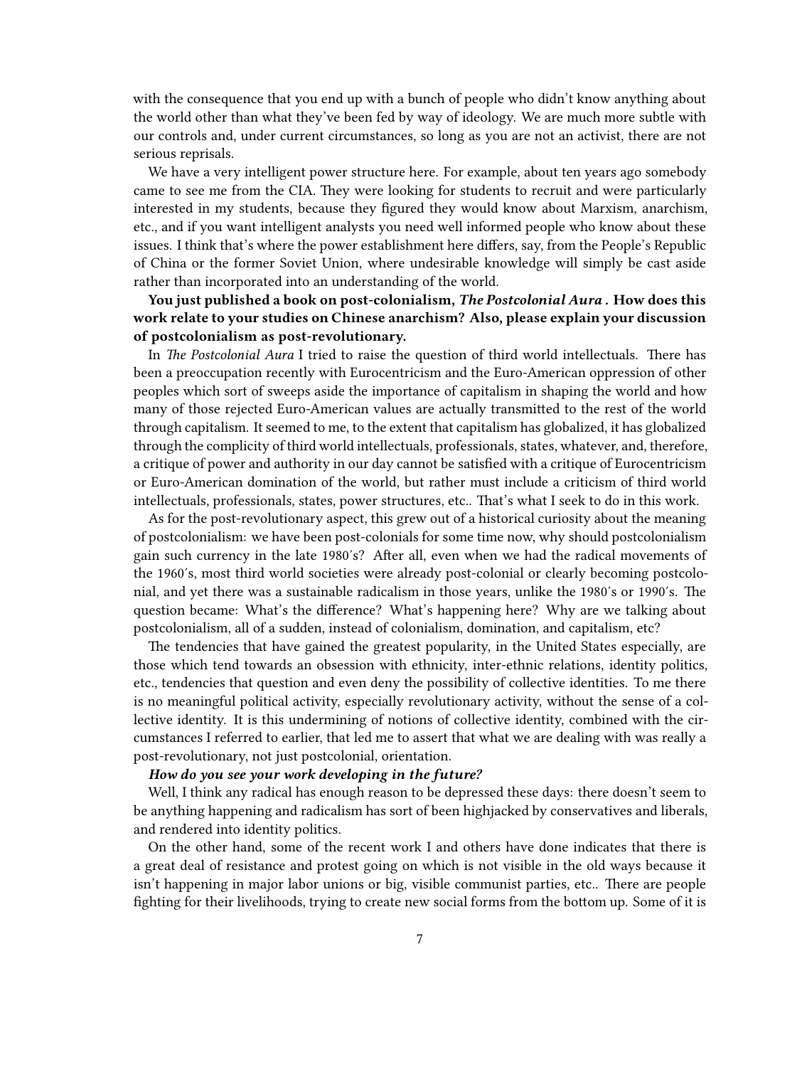with the consequence that you end up with a bunch of people who didn't know anything about the world other than what they've been fed by way of ideology. We are much more subtle with our controls and, under current circumstances, so long as you are not an activist, there are not serious reprisals.

We have a very intelligent power structure here. For example, about ten years ago somebody came to see me from the CIA. They were looking for students to recruit and were particularly interested in my students, because they figured they would know about Marxism, anarchism, etc., and if you want intelligent analysts you need well informed people who know about these issues. I think that's where the power establishment here differs, say, from the People's Republic of China or the former Soviet Union, where undesirable knowledge will simply be cast aside rather than incorporated into an understanding of the world.

**You just published a book on post-colonialism, *The Postcolonial Aura* . How does this work relate to your studies on Chinese anarchism? Also, please explain your discussion of postcolonialism as post-revolutionary.**

In *The Postcolonial Aura* I tried to raise the question of third world intellectuals. There has been a preoccupation recently with Eurocentricism and the Euro-American oppression of other peoples which sort of sweeps aside the importance of capitalism in shaping the world and how many of those rejected Euro-American values are actually transmitted to the rest of the world through capitalism. It seemed to me, to the extent that capitalism has globalized, it has globalized through the complicity of third world intellectuals, professionals, states, whatever, and, therefore, a critique of power and authority in our day cannot be satisfied with a critique of Eurocentricism or Euro-American domination of the world, but rather must include a criticism of third world intellectuals, professionals, states, power structures, etc.. That's what I seek to do in this work.

As for the post-revolutionary aspect, this grew out of a historical curiosity about the meaning of postcolonialism: we have been post-colonials for some time now, why should postcolonialism gain such currency in the late 1980′s? After all, even when we had the radical movements of the 1960′s, most third world societies were already post-colonial or clearly becoming postcolonial, and yet there was a sustainable radicalism in those years, unlike the 1980′s or 1990′s. The question became: What's the difference? What's happening here? Why are we talking about postcolonialism, all of a sudden, instead of colonialism, domination, and capitalism, etc?

The tendencies that have gained the greatest popularity, in the United States especially, are those which tend towards an obsession with ethnicity, inter-ethnic relations, identity politics, etc., tendencies that question and even deny the possibility of collective identities. To me there is no meaningful political activity, especially revolutionary activity, without the sense of a collective identity. It is this undermining of notions of collective identity, combined with the circumstances I referred to earlier, that led me to assert that what we are dealing with was really a post-revolutionary, not just postcolonial, orientation.

***How do you see your work developing in the future?***

Well, I think any radical has enough reason to be depressed these days: there doesn't seem to be anything happening and radicalism has sort of been highjacked by conservatives and liberals, and rendered into identity politics.

On the other hand, some of the recent work I and others have done indicates that there is a great deal of resistance and protest going on which is not visible in the old ways because it isn't happening in major labor unions or big, visible communist parties, etc.. There are people fighting for their livelihoods, trying to create new social forms from the bottom up. Some of it is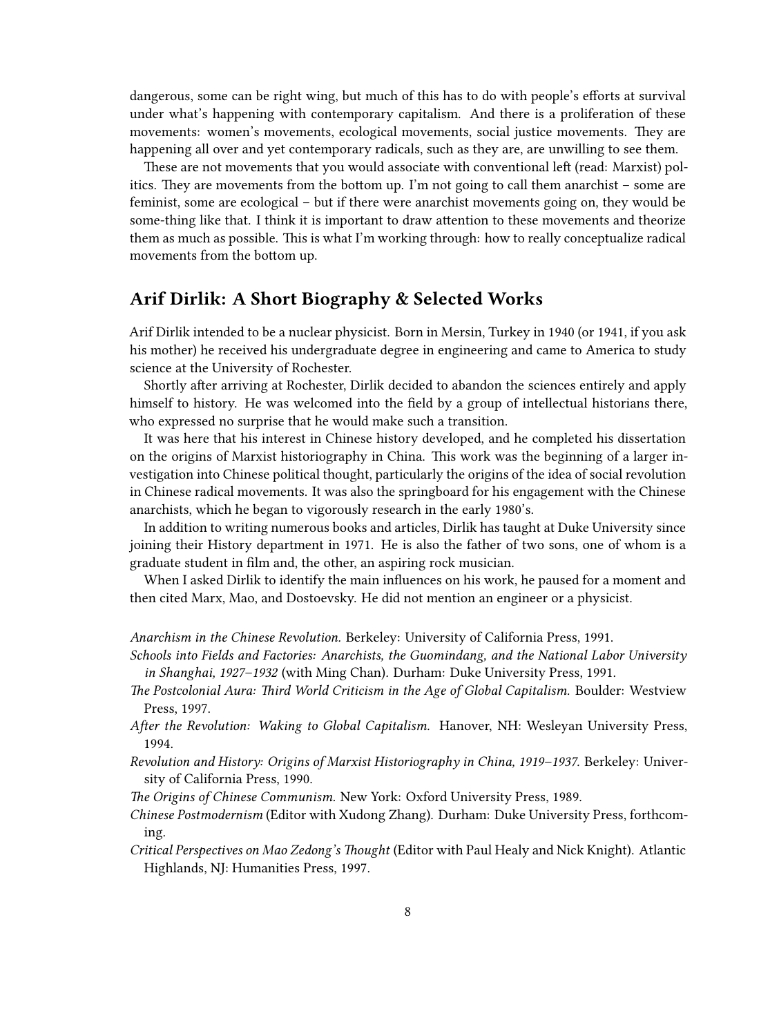dangerous, some can be right wing, but much of this has to do with people's efforts at survival under what's happening with contemporary capitalism. And there is a proliferation of these movements: women's movements, ecological movements, social justice movements. They are happening all over and yet contemporary radicals, such as they are, are unwilling to see them.

These are not movements that you would associate with conventional left (read: Marxist) politics. They are movements from the bottom up. I'm not going to call them anarchist – some are feminist, some are ecological – but if there were anarchist movements going on, they would be some-thing like that. I think it is important to draw attention to these movements and theorize them as much as possible. This is what I'm working through: how to really conceptualize radical movements from the bottom up.

## Arif Dirlik: A Short Biography & Selected Works

Arif Dirlik intended to be a nuclear physicist. Born in Mersin, Turkey in 1940 (or 1941, if you ask his mother) he received his undergraduate degree in engineering and came to America to study science at the University of Rochester.

Shortly after arriving at Rochester, Dirlik decided to abandon the sciences entirely and apply himself to history. He was welcomed into the field by a group of intellectual historians there, who expressed no surprise that he would make such a transition.

It was here that his interest in Chinese history developed, and he completed his dissertation on the origins of Marxist historiography in China. This work was the beginning of a larger investigation into Chinese political thought, particularly the origins of the idea of social revolution in Chinese radical movements. It was also the springboard for his engagement with the Chinese anarchists, which he began to vigorously research in the early 1980's.

In addition to writing numerous books and articles, Dirlik has taught at Duke University since joining their History department in 1971. He is also the father of two sons, one of whom is a graduate student in film and, the other, an aspiring rock musician.

When I asked Dirlik to identify the main influences on his work, he paused for a moment and then cited Marx, Mao, and Dostoevsky. He did not mention an engineer or a physicist.

*Anarchism in the Chinese Revolution.* Berkeley: University of California Press, 1991.

*Schools into Fields and Factories: Anarchists, the Guomindang, and the National Labor University in Shanghai, 1927–1932* (with Ming Chan). Durham: Duke University Press, 1991.

*The Postcolonial Aura: Third World Criticism in the Age of Global Capitalism.* Boulder: Westview Press, 1997.

*After the Revolution: Waking to Global Capitalism.* Hanover, NH: Wesleyan University Press, 1994.

*Revolution and History: Origins of Marxist Historiography in China, 1919–1937.* Berkeley: University of California Press, 1990.

*The Origins of Chinese Communism.* New York: Oxford University Press, 1989.

*Chinese Postmodernism* (Editor with Xudong Zhang). Durham: Duke University Press, forthcoming.

*Critical Perspectives on Mao Zedong's Thought* (Editor with Paul Healy and Nick Knight). Atlantic Highlands, NJ: Humanities Press, 1997.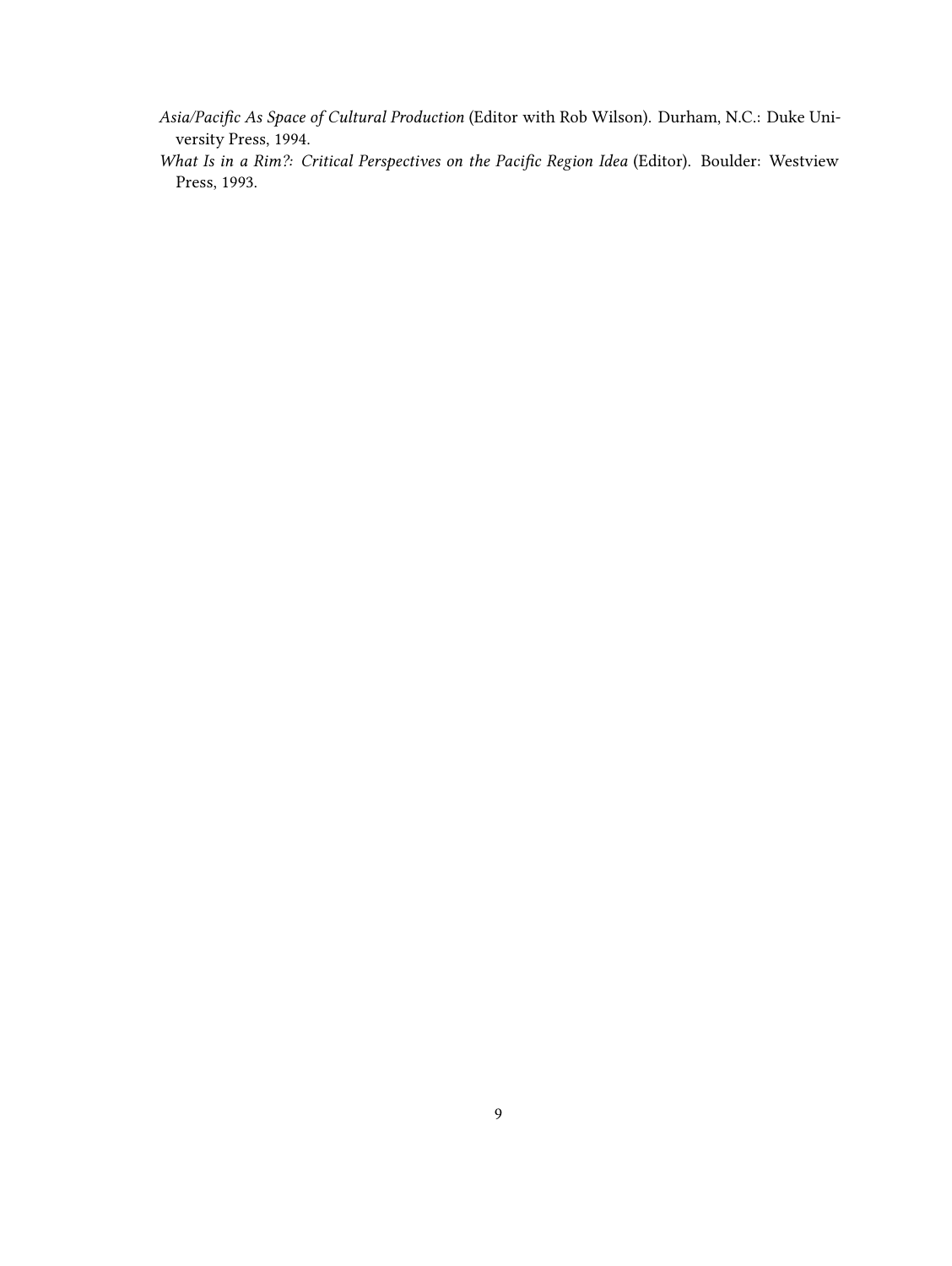*Asia/Pacific As Space of Cultural Production* (Editor with Rob Wilson). Durham, N.C.: Duke University Press, 1994.

*What Is in a Rim?: Critical Perspectives on the Pacific Region Idea* (Editor). Boulder: Westview Press, 1993.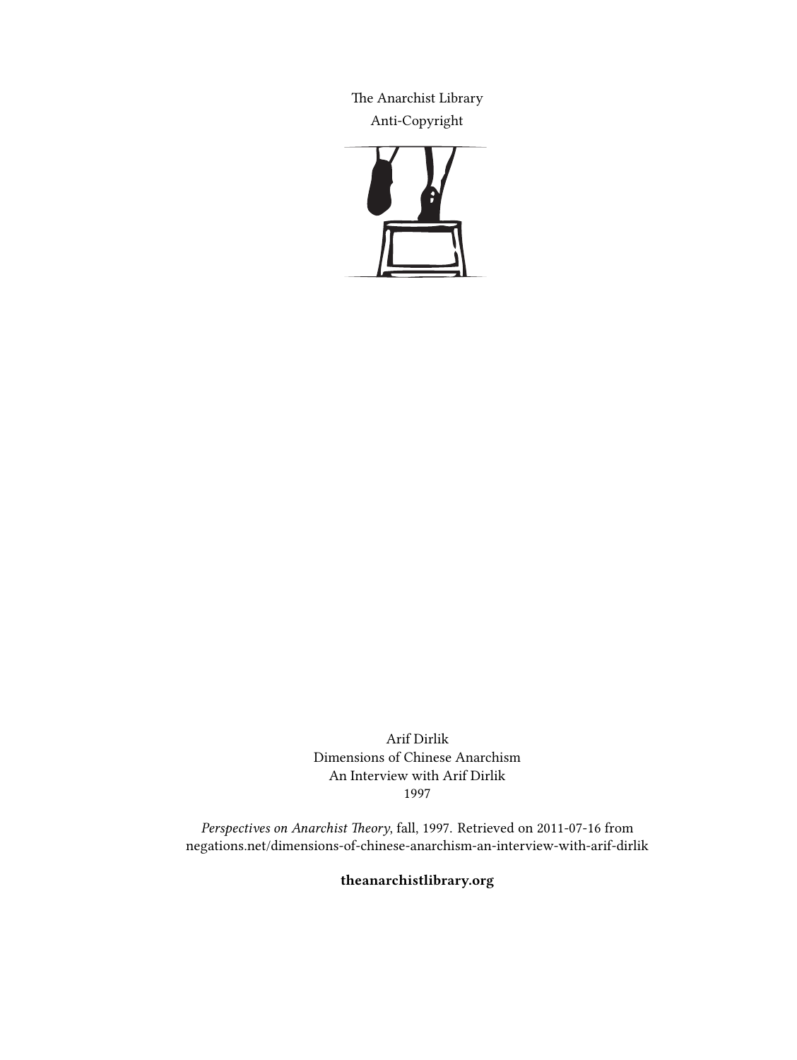The Anarchist Library
Anti-Copyright

Arif Dirlik
Dimensions of Chinese Anarchism
An Interview with Arif Dirlik
1997

*Perspectives on Anarchist Theory*, fall, 1997. Retrieved on 2011-07-16 from negations.net/dimensions-of-chinese-anarchism-an-interview-with-arif-dirlik

**theanarchistlibrary.org**